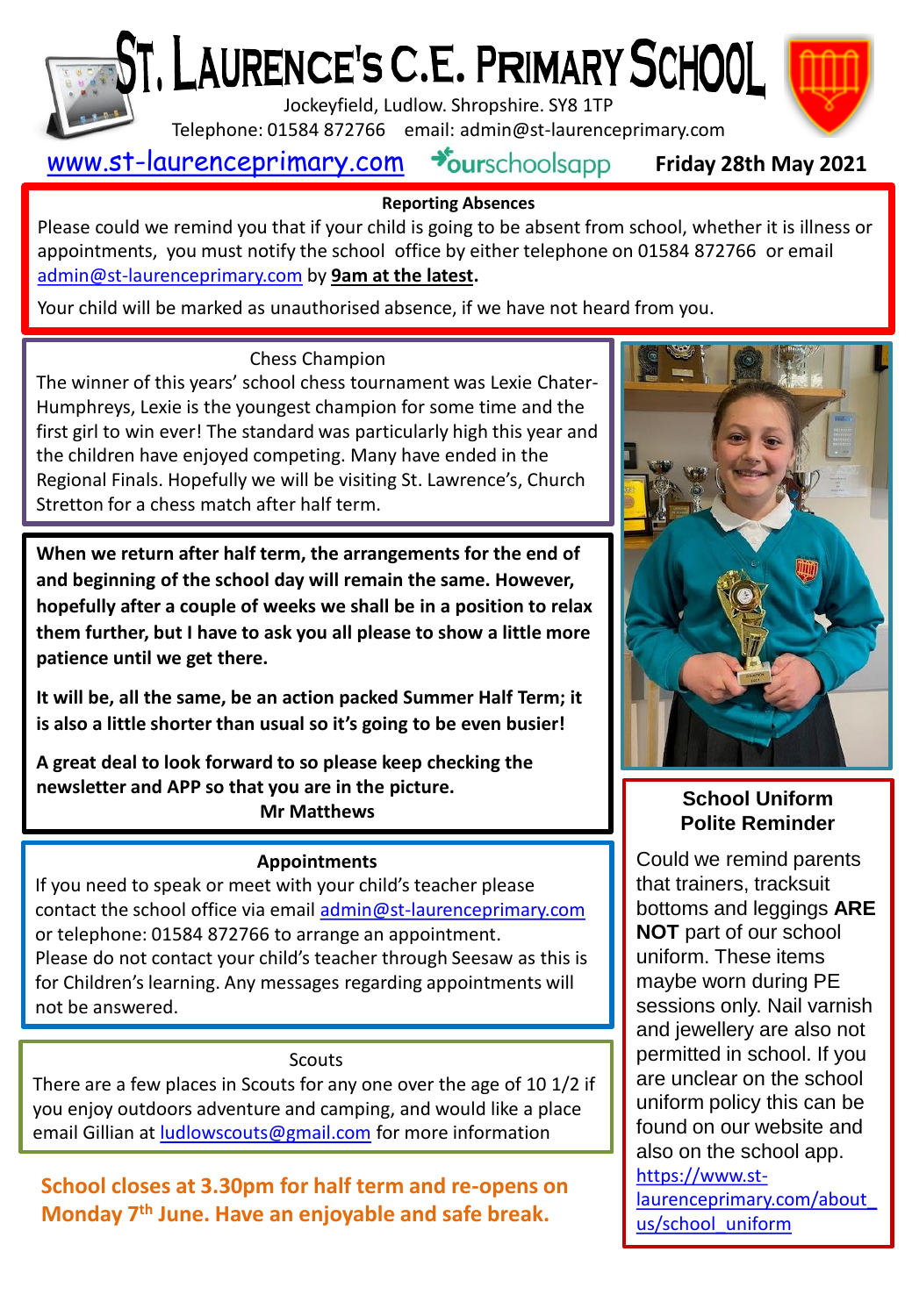# ST. LAURENCE'S C.E. PRIMARY SCHOOL

Jockeyfield, Ludlow. Shropshire. SY8 1TP

Telephone: 01584 872766 email: admin@st-laurenceprimary.com

www.st-laurenceprimary.com ourschoolsapp **Friday 28th May 2021**

### Reporting Absences

Please could we remind you that if your child is going to be absent from school, whether it is illness or appointments, you must notify the school office by either telephone on 01584 872766 or email admin@st-laurenceprimary.com by **9am at the latest**.

Your child will be marked as unauthorised absence, if we have not heard from you.

### Chess Champion

The winner of this years' school chess tournament was Lexie Chater-Humphreys, Lexie is the youngest champion for some time and the first girl to win ever! The standard was particularly high this year and the children have enjoyed competing. Many have ended in the Regional Finals. Hopefully we will be visiting St. Lawrence's, Church Stretton for a chess match after half term.

**When we return after half term, the arrangements for the end of and beginning of the school day will remain the same. However, hopefully after a couple of weeks we shall be in a position to relax them further, but I have to ask you all please to show a little more patience until we get there.**

**It will be, all the same, be an action packed Summer Half Term; it is also a little shorter than usual so it's going to be even busier!**

**A great deal to look forward to so please keep checking the newsletter and APP so that you are in the picture.**

**Mr Matthews**

### Appointments

If you need to speak or meet with your child's teacher please contact the school office via email admin@st-laurenceprimary.com or telephone: 01584 872766 to arrange an appointment.

Please do not contact your child's teacher through Seesaw as this is for Children's learning. Any messages regarding appointments will not be answered.

### Scouts

There are a few places in Scouts for any one over the age of 10 1/2 if you enjoy outdoors adventure and camping, and would like a place email Gillian at ludlowscouts@gmail.com for more information

**School closes at 3.30pm for half term and re-opens on Monday 7th June. Have an enjoyable and safe break.**

### School Uniform Polite Reminder

Could we remind parents that trainers, tracksuit bottoms and leggings **ARE NOT** part of our school uniform. These items maybe worn during PE sessions only. Nail varnish and jewellery are also not permitted in school. If you are unclear on the school uniform policy this can be found on our website and also on the school app.

https://www.st-laurenceprimary.com/about_us/school_uniform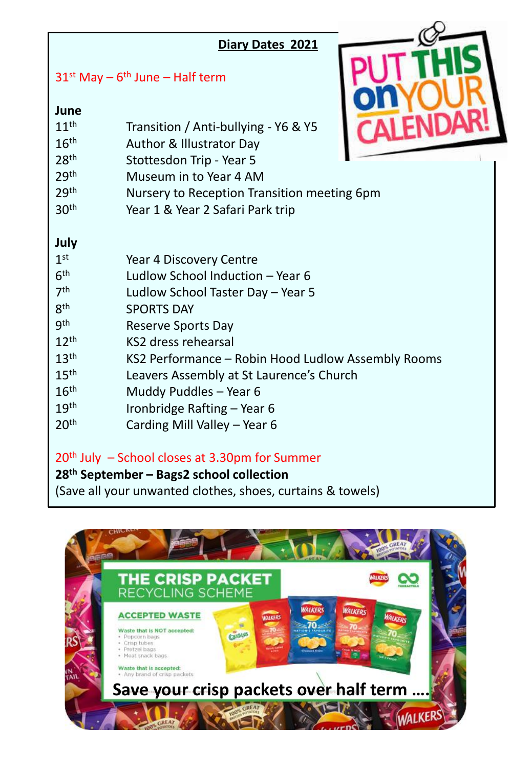## Diary Dates 2021

31st May – 6th June – Half term

**June**

| | |
|---|---|
| 11th | Transition / Anti-bullying - Y6 & Y5 |
| 16th | Author & Illustrator Day |
| 28th | Stottesdon Trip - Year 5 |
| 29th | Museum in to Year 4 AM |
| 29th | Nursery to Reception Transition meeting 6pm |
| 30th | Year 1 & Year 2 Safari Park trip |

**July**

| | |
|---|---|
| 1st | Year 4 Discovery Centre |
| 6th | Ludlow School Induction – Year 6 |
| 7th | Ludlow School Taster Day – Year 5 |
| 8th | SPORTS DAY |
| 9th | Reserve Sports Day |
| 12th | KS2 dress rehearsal |
| 13th | KS2 Performance – Robin Hood Ludlow Assembly Rooms |
| 15th | Leavers Assembly at St Laurence's Church |
| 16th | Muddy Puddles – Year 6 |
| 19th | Ironbridge Rafting – Year 6 |
| 20th | Carding Mill Valley – Year 6 |

20th July – School closes at 3.30pm for Summer

**28th September – Bags2 school collection**

(Save all your unwanted clothes, shoes, curtains & towels)

**Save your crisp packets over half term ….**